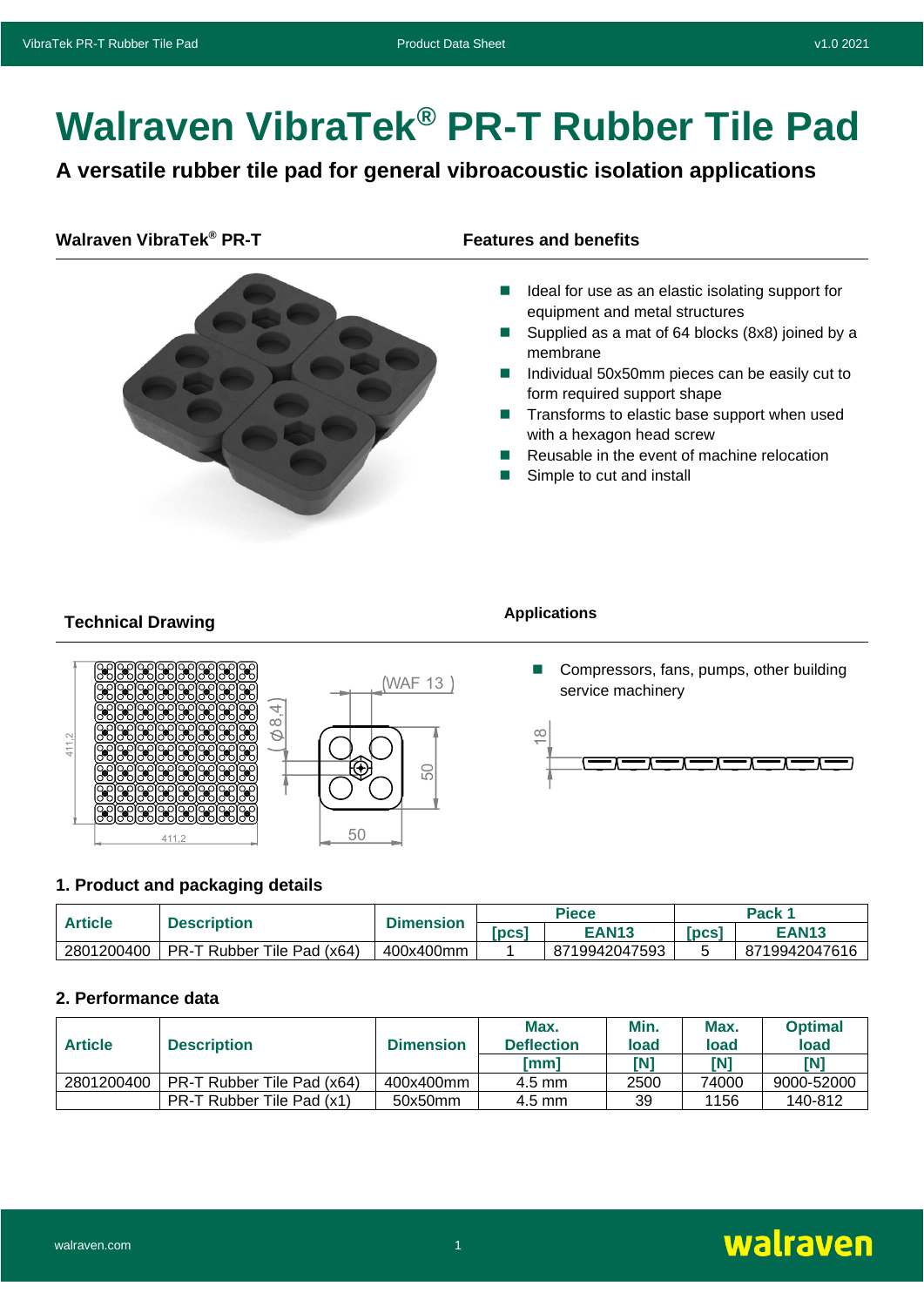# Walraven VibraTek® PR-T Rubber Tile Pad

**A versatile rubber tile pad for general vibroacoustic isolation applications**

### Walraven VibraTek® PR-T

### Features and benefits

- Ideal for use as an elastic isolating support for equipment and metal structures
- Supplied as a mat of 64 blocks (8x8) joined by a membrane
- Individual 50x50mm pieces can be easily cut to form required support shape
- Transforms to elastic base support when used with a hexagon head screw
- Reusable in the event of machine relocation
- Simple to cut and install

### Technical Drawing

411,2

411,2

(WAF 13)

(Ø8,4)

50

50

### Applications

- Compressors, fans, pumps, other building service machinery

18

### 1. Product and packaging details

| Article | Description | Dimension | Piece | | Pack 1 | |
|---|---|---|---|---|---|---|
| | | | [pcs] | EAN13 | [pcs] | EAN13 |
| 2801200400 | PR-T Rubber Tile Pad (x64) | 400x400mm | 1 | 8719942047593 | 5 | 8719942047616 |

### 2. Performance data

| Article | Description | Dimension | Max. Deflection [mm] | Min. load [N] | Max. load [N] | Optimal load [N] |
|---|---|---|---|---|---|---|
| 2801200400 | PR-T Rubber Tile Pad (x64) | 400x400mm | 4.5 mm | 2500 | 74000 | 9000-52000 |
| | PR-T Rubber Tile Pad (x1) | 50x50mm | 4.5 mm | 39 | 1156 | 140-812 |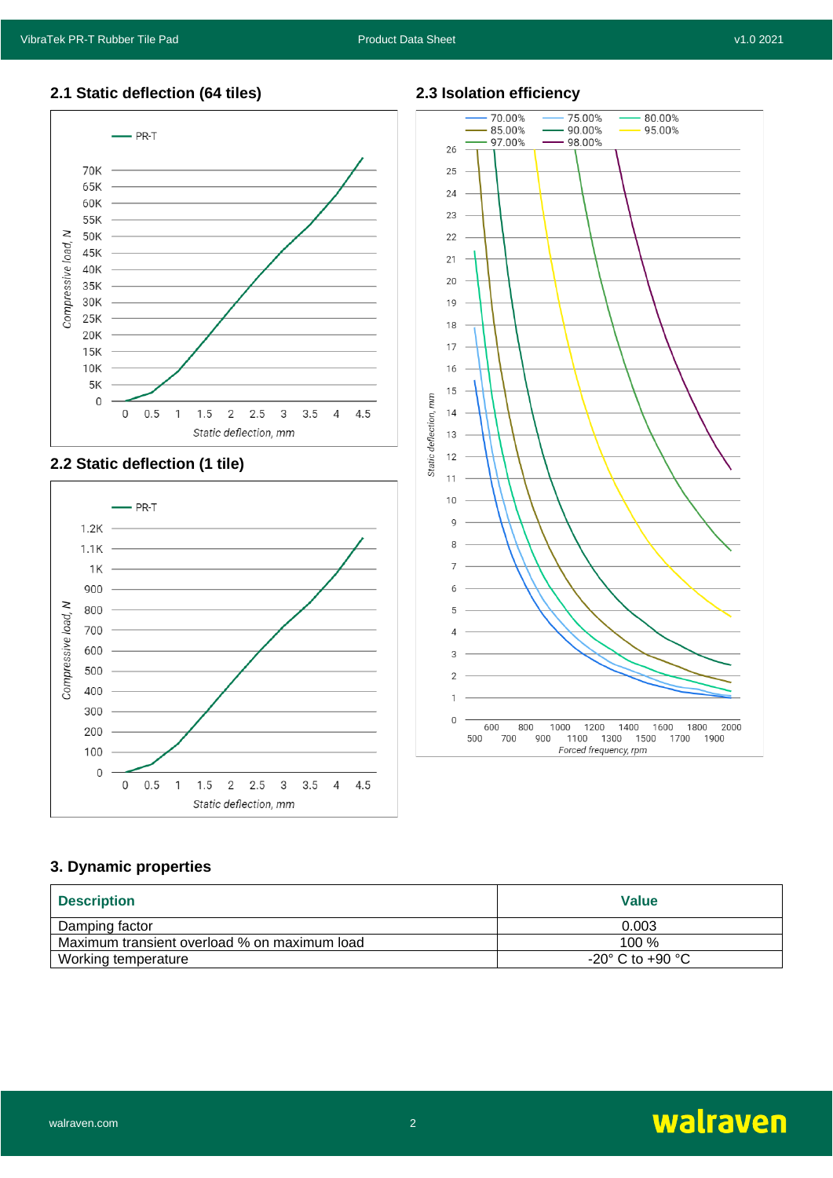## 2.1 Static deflection (64 tiles)

PR-T

70K
65K
60K
55K
50K
45K
40K
35K
30K
25K
20K
15K
10K
5K
0

Compressive load, N

0 0.5 1 1.5 2 2.5 3 3.5 4 4.5

Static deflection, mm

## 2.2 Static deflection (1 tile)

PR-T

1.2K
1.1K
1K
900
800
700
600
500
400
300
200
100
0

Compressive load, N

0 0.5 1 1.5 2 2.5 3 3.5 4 4.5

Static deflection, mm

## 2.3 Isolation efficiency

70.00% 75.00% 80.00%
85.00% 90.00% 95.00%
97.00% 98.00%

26 25 24 23 22 21 20 19 18 17 16 15 14 13 12 11 10 9 8 7 6 5 4 3 2 1 0

Static deflection, mm

600 800 1000 1200 1400 1600 1800 2000
500 700 900 1100 1300 1500 1700 1900

Forced frequency, rpm

## 3. Dynamic properties

| Description | Value |
|---|---|
| Damping factor | 0.003 |
| Maximum transient overload % on maximum load | 100 % |
| Working temperature | -20° C to +90 °C |